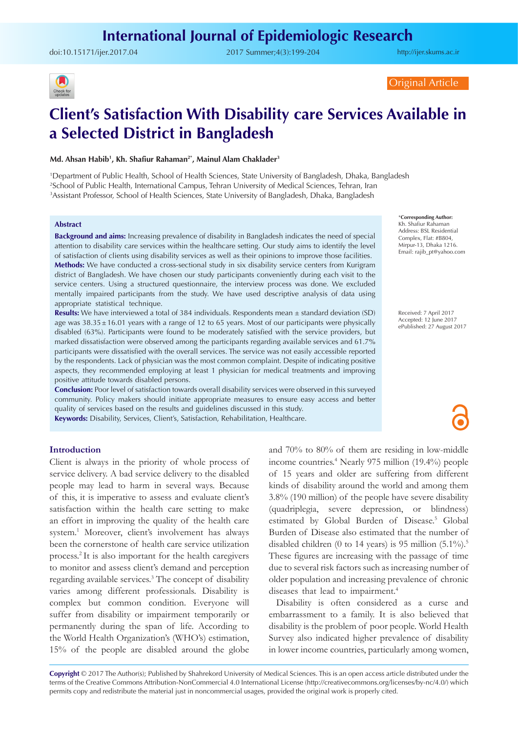Original Article

# Client's Satisfaction With Disability care Services Available in a Selected District in Bangladesh

**Md. Ahsan Habib[1], Kh. Shafiur Rahaman[2*], Mainul Alam Chaklader[3]**

[1]Department of Public Health, School of Health Sciences, State University of Bangladesh, Dhaka, Bangladesh
[2]School of Public Health, International Campus, Tehran University of Medical Sciences, Tehran, Iran
[3]Assistant Professor, School of Health Sciences, State University of Bangladesh, Dhaka, Bangladesh

\*Corresponding Author:
Kh. Shafiur Rahaman
Address: BSL Residential Complex, Flat: #B804, Mirpur-13, Dhaka 1216.
Email: rajib_pt@yahoo.com

Received: 7 April 2017
Accepted: 12 June 2017
ePublished: 27 August 2017

## Abstract

**Background and aims:** Increasing prevalence of disability in Bangladesh indicates the need of special attention to disability care services within the healthcare setting. Our study aims to identify the level of satisfaction of clients using disability services as well as their opinions to improve those facilities.

**Methods:** We have conducted a cross-sectional study in six disability service centers from Kurigram district of Bangladesh. We have chosen our study participants conveniently during each visit to the service centers. Using a structured questionnaire, the interview process was done. We excluded mentally impaired participants from the study. We have used descriptive analysis of data using appropriate statistical technique.

**Results:** We have interviewed a total of 384 individuals. Respondents mean ± standard deviation (SD) age was 38.35 ± 16.01 years with a range of 12 to 65 years. Most of our participants were physically disabled (63%). Participants were found to be moderately satisfied with the service providers, but marked dissatisfaction were observed among the participants regarding available services and 61.7% participants were dissatisfied with the overall services. The service was not easily accessible reported by the respondents. Lack of physician was the most common complaint. Despite of indicating positive aspects, they recommended employing at least 1 physician for medical treatments and improving positive attitude towards disabled persons.

**Conclusion:** Poor level of satisfaction towards overall disability services were observed in this surveyed community. Policy makers should initiate appropriate measures to ensure easy access and better quality of services based on the results and guidelines discussed in this study.

**Keywords:** Disability, Services, Client's, Satisfaction, Rehabilitation, Healthcare.

## Introduction

Client is always in the priority of whole process of service delivery. A bad service delivery to the disabled people may lead to harm in several ways. Because of this, it is imperative to assess and evaluate client's satisfaction within the health care setting to make an effort in improving the quality of the health care system.[1] Moreover, client's involvement has always been the cornerstone of health care service utilization process.[2] It is also important for the health caregivers to monitor and assess client's demand and perception regarding available services.[3] The concept of disability varies among different professionals. Disability is complex but common condition. Everyone will suffer from disability or impairment temporarily or permanently during the span of life. According to the World Health Organization's (WHO's) estimation, 15% of the people are disabled around the globe and 70% to 80% of them are residing in low-middle income countries.[4] Nearly 975 million (19.4%) people of 15 years and older are suffering from different kinds of disability around the world and among them 3.8% (190 million) of the people have severe disability (quadriplegia, severe depression, or blindness) estimated by Global Burden of Disease.[5] Global Burden of Disease also estimated that the number of disabled children (0 to 14 years) is 95 million (5.1%).[5] These figures are increasing with the passage of time due to several risk factors such as increasing number of older population and increasing prevalence of chronic diseases that lead to impairment.[4]

Disability is often considered as a curse and embarrassment to a family. It is also believed that disability is the problem of poor people. World Health Survey also indicated higher prevalence of disability in lower income countries, particularly among women,

**Copyright** © 2017 The Author(s); Published by Shahrekord University of Medical Sciences. This is an open access article distributed under the terms of the Creative Commons Attribution-NonCommercial 4.0 International License (http://creativecommons.org/licenses/by-nc/4.0/) which permits copy and redistribute the material just in noncommercial usages, provided the original work is properly cited.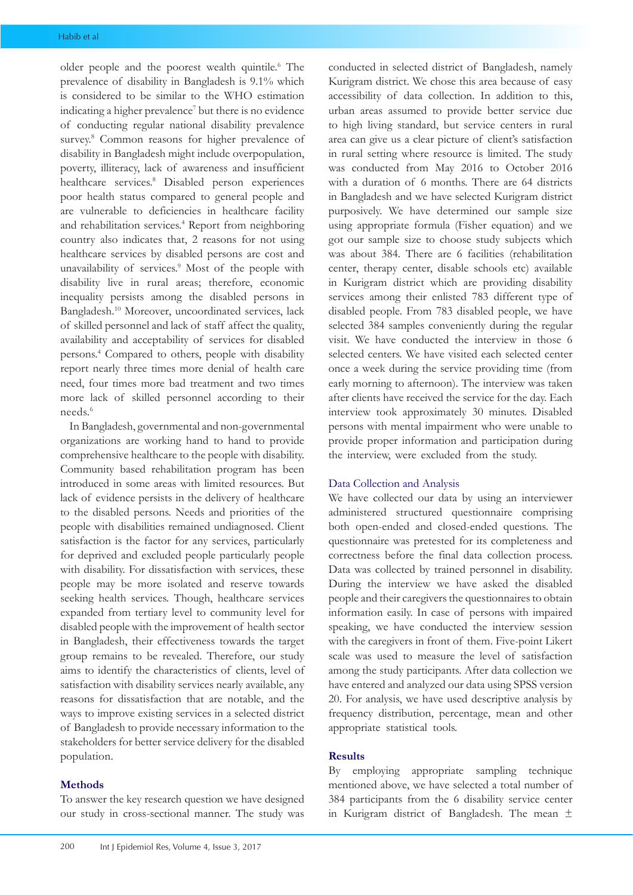older people and the poorest wealth quintile.[6] The prevalence of disability in Bangladesh is 9.1% which is considered to be similar to the WHO estimation indicating a higher prevalence[7] but there is no evidence of conducting regular national disability prevalence survey.[8] Common reasons for higher prevalence of disability in Bangladesh might include overpopulation, poverty, illiteracy, lack of awareness and insufficient healthcare services.[8] Disabled person experiences poor health status compared to general people and are vulnerable to deficiencies in healthcare facility and rehabilitation services.[4] Report from neighboring country also indicates that, 2 reasons for not using healthcare services by disabled persons are cost and unavailability of services.[9] Most of the people with disability live in rural areas; therefore, economic inequality persists among the disabled persons in Bangladesh.[10] Moreover, uncoordinated services, lack of skilled personnel and lack of staff affect the quality, availability and acceptability of services for disabled persons.[4] Compared to others, people with disability report nearly three times more denial of health care need, four times more bad treatment and two times more lack of skilled personnel according to their needs.[6]

In Bangladesh, governmental and non-governmental organizations are working hand to hand to provide comprehensive healthcare to the people with disability. Community based rehabilitation program has been introduced in some areas with limited resources. But lack of evidence persists in the delivery of healthcare to the disabled persons. Needs and priorities of the people with disabilities remained undiagnosed. Client satisfaction is the factor for any services, particularly for deprived and excluded people particularly people with disability. For dissatisfaction with services, these people may be more isolated and reserve towards seeking health services. Though, healthcare services expanded from tertiary level to community level for disabled people with the improvement of health sector in Bangladesh, their effectiveness towards the target group remains to be revealed. Therefore, our study aims to identify the characteristics of clients, level of satisfaction with disability services nearly available, any reasons for dissatisfaction that are notable, and the ways to improve existing services in a selected district of Bangladesh to provide necessary information to the stakeholders for better service delivery for the disabled population.

## Methods

To answer the key research question we have designed our study in cross-sectional manner. The study was conducted in selected district of Bangladesh, namely Kurigram district. We chose this area because of easy accessibility of data collection. In addition to this, urban areas assumed to provide better service due to high living standard, but service centers in rural area can give us a clear picture of client's satisfaction in rural setting where resource is limited. The study was conducted from May 2016 to October 2016 with a duration of 6 months. There are 64 districts in Bangladesh and we have selected Kurigram district purposively. We have determined our sample size using appropriate formula (Fisher equation) and we got our sample size to choose study subjects which was about 384. There are 6 facilities (rehabilitation center, therapy center, disable schools etc) available in Kurigram district which are providing disability services among their enlisted 783 different type of disabled people. From 783 disabled people, we have selected 384 samples conveniently during the regular visit. We have conducted the interview in those 6 selected centers. We have visited each selected center once a week during the service providing time (from early morning to afternoon). The interview was taken after clients have received the service for the day. Each interview took approximately 30 minutes. Disabled persons with mental impairment who were unable to provide proper information and participation during the interview, were excluded from the study.

### Data Collection and Analysis

We have collected our data by using an interviewer administered structured questionnaire comprising both open-ended and closed-ended questions. The questionnaire was pretested for its completeness and correctness before the final data collection process. Data was collected by trained personnel in disability. During the interview we have asked the disabled people and their caregivers the questionnaires to obtain information easily. In case of persons with impaired speaking, we have conducted the interview session with the caregivers in front of them. Five-point Likert scale was used to measure the level of satisfaction among the study participants. After data collection we have entered and analyzed our data using SPSS version 20. For analysis, we have used descriptive analysis by frequency distribution, percentage, mean and other appropriate statistical tools.

## Results

By employing appropriate sampling technique mentioned above, we have selected a total number of 384 participants from the 6 disability service center in Kurigram district of Bangladesh. The mean ±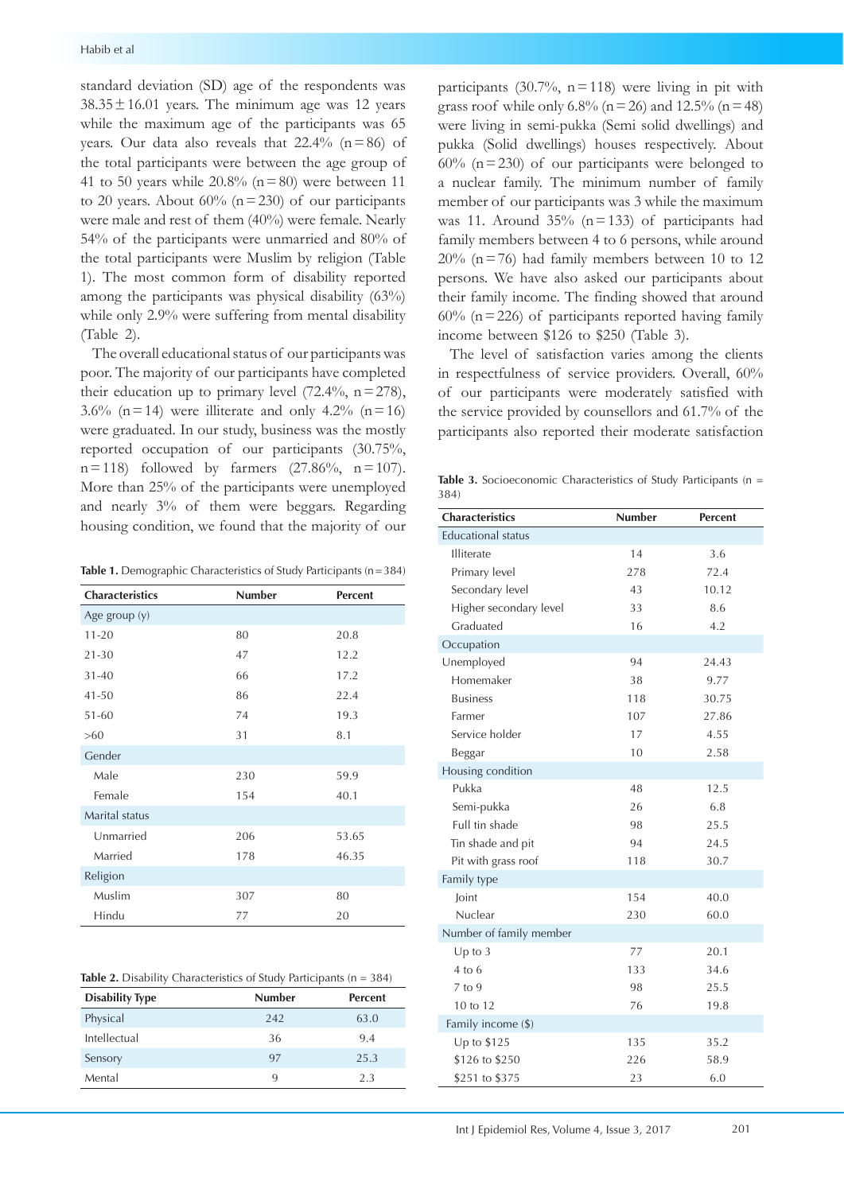standard deviation (SD) age of the respondents was 38.35 ± 16.01 years. The minimum age was 12 years while the maximum age of the participants was 65 years. Our data also reveals that 22.4% (n = 86) of the total participants were between the age group of 41 to 50 years while 20.8% (n = 80) were between 11 to 20 years. About 60% (n = 230) of our participants were male and rest of them (40%) were female. Nearly 54% of the participants were unmarried and 80% of the total participants were Muslim by religion (Table 1). The most common form of disability reported among the participants was physical disability (63%) while only 2.9% were suffering from mental disability (Table 2).

The overall educational status of our participants was poor. The majority of our participants have completed their education up to primary level (72.4%, n = 278), 3.6% (n = 14) were illiterate and only 4.2% (n = 16) were graduated. In our study, business was the mostly reported occupation of our participants (30.75%, n = 118) followed by farmers (27.86%, n = 107). More than 25% of the participants were unemployed and nearly 3% of them were beggars. Regarding housing condition, we found that the majority of our participants (30.7%, n = 118) were living in pit with grass roof while only 6.8% (n = 26) and 12.5% (n = 48) were living in semi-pukka (Semi solid dwellings) and pukka (Solid dwellings) houses respectively. About 60% (n = 230) of our participants were belonged to a nuclear family. The minimum number of family member of our participants was 3 while the maximum was 11. Around 35% (n = 133) of participants had family members between 4 to 6 persons, while around 20% (n = 76) had family members between 10 to 12 persons. We have also asked our participants about their family income. The finding showed that around 60% (n = 226) of participants reported having family income between $126 to $250 (Table 3).

The level of satisfaction varies among the clients in respectfulness of service providers. Overall, 60% of our participants were moderately satisfied with the service provided by counsellors and 61.7% of the participants also reported their moderate satisfaction

**Table 1.** Demographic Characteristics of Study Participants (n = 384)

| Characteristics | Number | Percent |
|---|---|---|
| Age group (y) | | |
| 11-20 | 80 | 20.8 |
| 21-30 | 47 | 12.2 |
| 31-40 | 66 | 17.2 |
| 41-50 | 86 | 22.4 |
| 51-60 | 74 | 19.3 |
| >60 | 31 | 8.1 |
| Gender | | |
| Male | 230 | 59.9 |
| Female | 154 | 40.1 |
| Marital status | | |
| Unmarried | 206 | 53.65 |
| Married | 178 | 46.35 |
| Religion | | |
| Muslim | 307 | 80 |
| Hindu | 77 | 20 |

**Table 2.** Disability Characteristics of Study Participants (n = 384)

| Disability Type | Number | Percent |
|---|---|---|
| Physical | 242 | 63.0 |
| Intellectual | 36 | 9.4 |
| Sensory | 97 | 25.3 |
| Mental | 9 | 2.3 |

**Table 3.** Socioeconomic Characteristics of Study Participants (n = 384)

| Characteristics | Number | Percent |
|---|---|---|
| Educational status | | |
| Illiterate | 14 | 3.6 |
| Primary level | 278 | 72.4 |
| Secondary level | 43 | 10.12 |
| Higher secondary level | 33 | 8.6 |
| Graduated | 16 | 4.2 |
| Occupation | | |
| Unemployed | 94 | 24.43 |
| Homemaker | 38 | 9.77 |
| Business | 118 | 30.75 |
| Farmer | 107 | 27.86 |
| Service holder | 17 | 4.55 |
| Beggar | 10 | 2.58 |
| Housing condition | | |
| Pukka | 48 | 12.5 |
| Semi-pukka | 26 | 6.8 |
| Full tin shade | 98 | 25.5 |
| Tin shade and pit | 94 | 24.5 |
| Pit with grass roof | 118 | 30.7 |
| Family type | | |
| Joint | 154 | 40.0 |
| Nuclear | 230 | 60.0 |
| Number of family member | | |
| Up to 3 | 77 | 20.1 |
| 4 to 6 | 133 | 34.6 |
| 7 to 9 | 98 | 25.5 |
| 10 to 12 | 76 | 19.8 |
| Family income ($) | | |
| Up to $125 | 135 | 35.2 |
| $126 to $250 | 226 | 58.9 |
| $251 to $375 | 23 | 6.0 |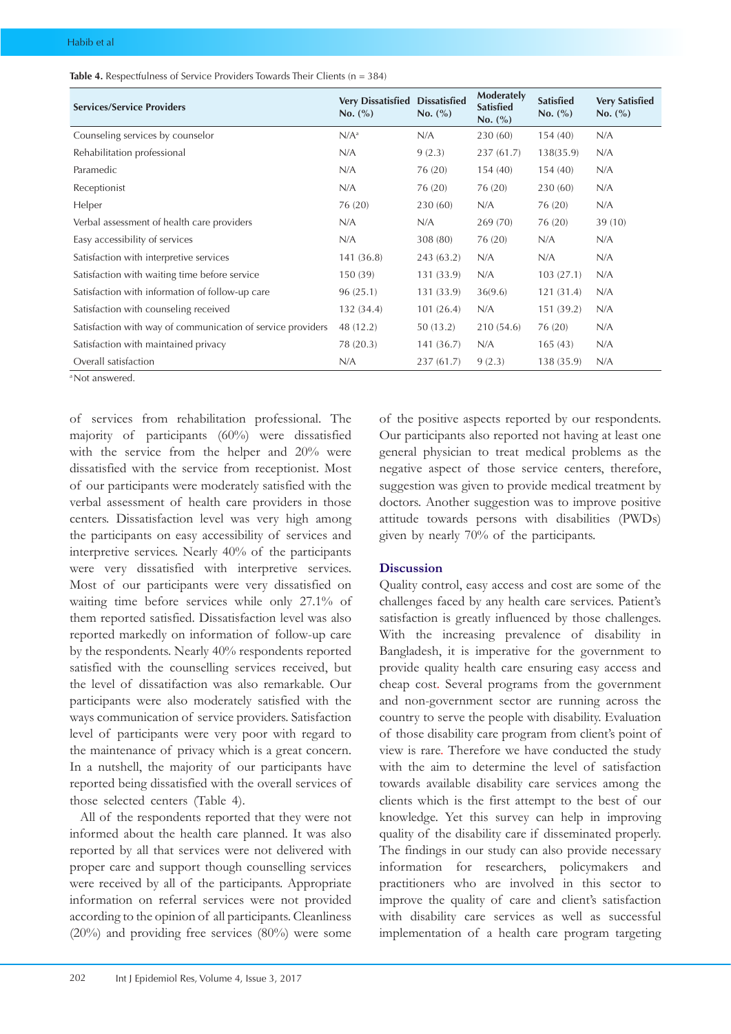**Table 4.** Respectfulness of Service Providers Towards Their Clients (n = 384)

| Services/Service Providers | Very Dissatisfied No. (%) | Dissatisfied No. (%) | Moderately Satisfied No. (%) | Satisfied No. (%) | Very Satisfied No. (%) |
|---|---|---|---|---|---|
| Counseling services by counselor | N/A[a] | N/A | 230 (60) | 154 (40) | N/A |
| Rehabilitation professional | N/A | 9 (2.3) | 237 (61.7) | 138(35.9) | N/A |
| Paramedic | N/A | 76 (20) | 154 (40) | 154 (40) | N/A |
| Receptionist | N/A | 76 (20) | 76 (20) | 230 (60) | N/A |
| Helper | 76 (20) | 230 (60) | N/A | 76 (20) | N/A |
| Verbal assessment of health care providers | N/A | N/A | 269 (70) | 76 (20) | 39 (10) |
| Easy accessibility of services | N/A | 308 (80) | 76 (20) | N/A | N/A |
| Satisfaction with interpretive services | 141 (36.8) | 243 (63.2) | N/A | N/A | N/A |
| Satisfaction with waiting time before service | 150 (39) | 131 (33.9) | N/A | 103 (27.1) | N/A |
| Satisfaction with information of follow-up care | 96 (25.1) | 131 (33.9) | 36(9.6) | 121 (31.4) | N/A |
| Satisfaction with counseling received | 132 (34.4) | 101 (26.4) | N/A | 151 (39.2) | N/A |
| Satisfaction with way of communication of service providers | 48 (12.2) | 50 (13.2) | 210 (54.6) | 76 (20) | N/A |
| Satisfaction with maintained privacy | 78 (20.3) | 141 (36.7) | N/A | 165 (43) | N/A |
| Overall satisfaction | N/A | 237 (61.7) | 9 (2.3) | 138 (35.9) | N/A |

[a] Not answered.

of services from rehabilitation professional. The majority of participants (60%) were dissatisfied with the service from the helper and 20% were dissatisfied with the service from receptionist. Most of our participants were moderately satisfied with the verbal assessment of health care providers in those centers. Dissatisfaction level was very high among the participants on easy accessibility of services and interpretive services. Nearly 40% of the participants were very dissatisfied with interpretive services. Most of our participants were very dissatisfied on waiting time before services while only 27.1% of them reported satisfied. Dissatisfaction level was also reported markedly on information of follow-up care by the respondents. Nearly 40% respondents reported satisfied with the counselling services received, but the level of dissatisfaction was also remarkable. Our participants were also moderately satisfied with the ways communication of service providers. Satisfaction level of participants were very poor with regard to the maintenance of privacy which is a great concern. In a nutshell, the majority of our participants have reported being dissatisfied with the overall services of those selected centers (Table 4).

All of the respondents reported that they were not informed about the health care planned. It was also reported by all that services were not delivered with proper care and support though counselling services were received by all of the participants. Appropriate information on referral services were not provided according to the opinion of all participants. Cleanliness (20%) and providing free services (80%) were some of the positive aspects reported by our respondents. Our participants also reported not having at least one general physician to treat medical problems as the negative aspect of those service centers, therefore, suggestion was given to provide medical treatment by doctors. Another suggestion was to improve positive attitude towards persons with disabilities (PWDs) given by nearly 70% of the participants.

## Discussion

Quality control, easy access and cost are some of the challenges faced by any health care services. Patient's satisfaction is greatly influenced by those challenges. With the increasing prevalence of disability in Bangladesh, it is imperative for the government to provide quality health care ensuring easy access and cheap cost. Several programs from the government and non-government sector are running across the country to serve the people with disability. Evaluation of those disability care program from client's point of view is rare. Therefore we have conducted the study with the aim to determine the level of satisfaction towards available disability care services among the clients which is the first attempt to the best of our knowledge. Yet this survey can help in improving quality of the disability care if disseminated properly. The findings in our study can also provide necessary information for researchers, policymakers and practitioners who are involved in this sector to improve the quality of care and client's satisfaction with disability care services as well as successful implementation of a health care program targeting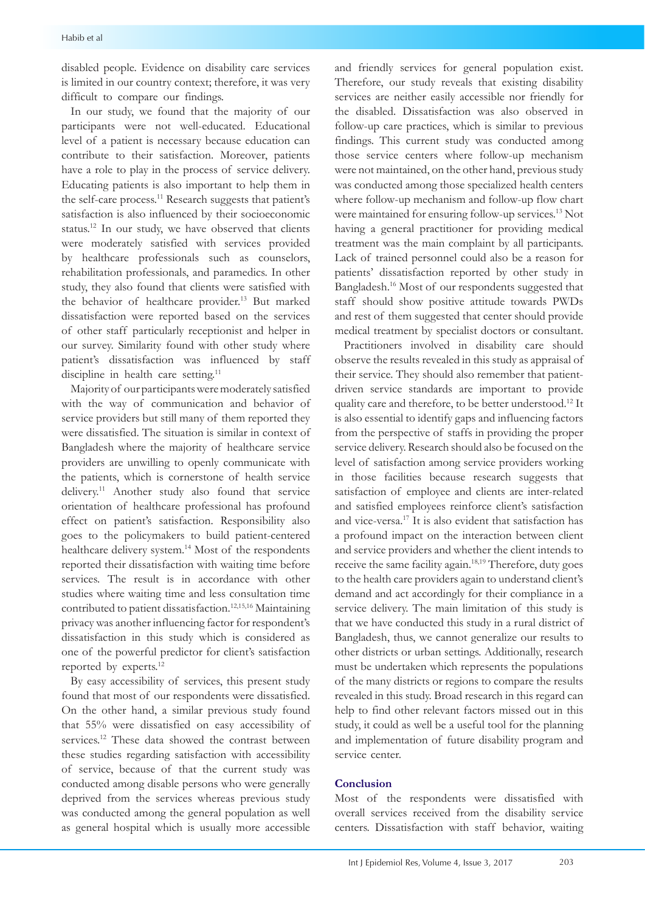disabled people. Evidence on disability care services is limited in our country context; therefore, it was very difficult to compare our findings.

In our study, we found that the majority of our participants were not well-educated. Educational level of a patient is necessary because education can contribute to their satisfaction. Moreover, patients have a role to play in the process of service delivery. Educating patients is also important to help them in the self-care process.[11] Research suggests that patient's satisfaction is also influenced by their socioeconomic status.[12] In our study, we have observed that clients were moderately satisfied with services provided by healthcare professionals such as counselors, rehabilitation professionals, and paramedics. In other study, they also found that clients were satisfied with the behavior of healthcare provider.[13] But marked dissatisfaction were reported based on the services of other staff particularly receptionist and helper in our survey. Similarity found with other study where patient's dissatisfaction was influenced by staff discipline in health care setting.[11]

Majority of our participants were moderately satisfied with the way of communication and behavior of service providers but still many of them reported they were dissatisfied. The situation is similar in context of Bangladesh where the majority of healthcare service providers are unwilling to openly communicate with the patients, which is cornerstone of health service delivery.[11] Another study also found that service orientation of healthcare professional has profound effect on patient's satisfaction. Responsibility also goes to the policymakers to build patient-centered healthcare delivery system.[14] Most of the respondents reported their dissatisfaction with waiting time before services. The result is in accordance with other studies where waiting time and less consultation time contributed to patient dissatisfaction.[12,15,16] Maintaining privacy was another influencing factor for respondent's dissatisfaction in this study which is considered as one of the powerful predictor for client's satisfaction reported by experts.[12]

By easy accessibility of services, this present study found that most of our respondents were dissatisfied. On the other hand, a similar previous study found that 55% were dissatisfied on easy accessibility of services.[12] These data showed the contrast between these studies regarding satisfaction with accessibility of service, because of that the current study was conducted among disable persons who were generally deprived from the services whereas previous study was conducted among the general population as well as general hospital which is usually more accessible and friendly services for general population exist. Therefore, our study reveals that existing disability services are neither easily accessible nor friendly for the disabled. Dissatisfaction was also observed in follow-up care practices, which is similar to previous findings. This current study was conducted among those service centers where follow-up mechanism were not maintained, on the other hand, previous study was conducted among those specialized health centers where follow-up mechanism and follow-up flow chart were maintained for ensuring follow-up services.[13] Not having a general practitioner for providing medical treatment was the main complaint by all participants. Lack of trained personnel could also be a reason for patients' dissatisfaction reported by other study in Bangladesh.[16] Most of our respondents suggested that staff should show positive attitude towards PWDs and rest of them suggested that center should provide medical treatment by specialist doctors or consultant.

Practitioners involved in disability care should observe the results revealed in this study as appraisal of their service. They should also remember that patient-driven service standards are important to provide quality care and therefore, to be better understood.[12] It is also essential to identify gaps and influencing factors from the perspective of staffs in providing the proper service delivery. Research should also be focused on the level of satisfaction among service providers working in those facilities because research suggests that satisfaction of employee and clients are inter-related and satisfied employees reinforce client's satisfaction and vice-versa.[17] It is also evident that satisfaction has a profound impact on the interaction between client and service providers and whether the client intends to receive the same facility again.[18,19] Therefore, duty goes to the health care providers again to understand client's demand and act accordingly for their compliance in a service delivery. The main limitation of this study is that we have conducted this study in a rural district of Bangladesh, thus, we cannot generalize our results to other districts or urban settings. Additionally, research must be undertaken which represents the populations of the many districts or regions to compare the results revealed in this study. Broad research in this regard can help to find other relevant factors missed out in this study, it could as well be a useful tool for the planning and implementation of future disability program and service center.

## Conclusion

Most of the respondents were dissatisfied with overall services received from the disability service centers. Dissatisfaction with staff behavior, waiting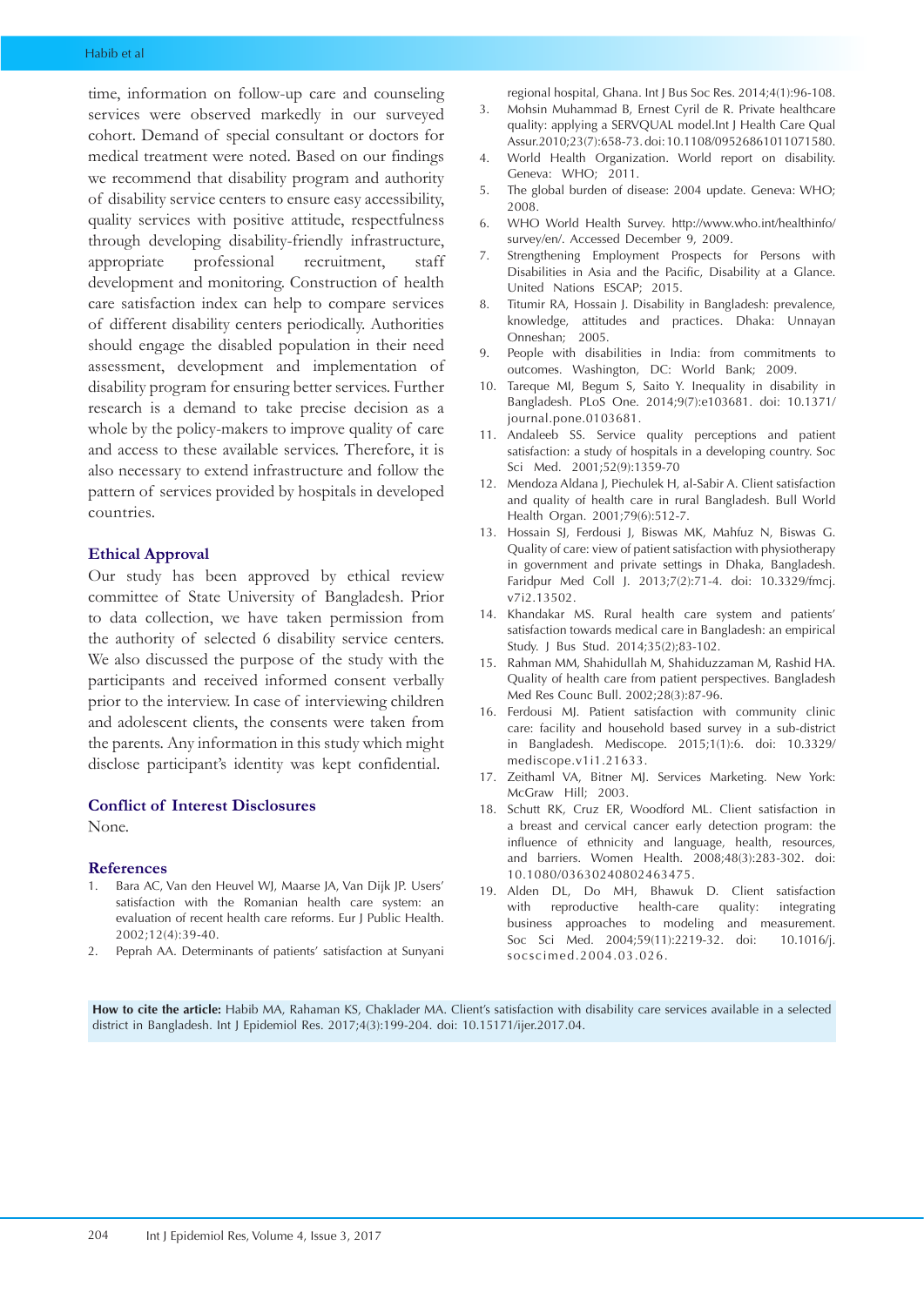time, information on follow-up care and counseling services were observed markedly in our surveyed cohort. Demand of special consultant or doctors for medical treatment were noted. Based on our findings we recommend that disability program and authority of disability service centers to ensure easy accessibility, quality services with positive attitude, respectfulness through developing disability-friendly infrastructure, appropriate professional recruitment, staff development and monitoring. Construction of health care satisfaction index can help to compare services of different disability centers periodically. Authorities should engage the disabled population in their need assessment, development and implementation of disability program for ensuring better services. Further research is a demand to take precise decision as a whole by the policy-makers to improve quality of care and access to these available services. Therefore, it is also necessary to extend infrastructure and follow the pattern of services provided by hospitals in developed countries.

## Ethical Approval

Our study has been approved by ethical review committee of State University of Bangladesh. Prior to data collection, we have taken permission from the authority of selected 6 disability service centers. We also discussed the purpose of the study with the participants and received informed consent verbally prior to the interview. In case of interviewing children and adolescent clients, the consents were taken from the parents. Any information in this study which might disclose participant's identity was kept confidential.

## Conflict of Interest Disclosures

None.

## References

1. Bara AC, Van den Heuvel WJ, Maarse JA, Van Dijk JP. Users' satisfaction with the Romanian health care system: an evaluation of recent health care reforms. Eur J Public Health. 2002;12(4):39-40.
2. Peprah AA. Determinants of patients' satisfaction at Sunyani regional hospital, Ghana. Int J Bus Soc Res. 2014;4(1):96-108.
3. Mohsin Muhammad B, Ernest Cyril de R. Private healthcare quality: applying a SERVQUAL model.Int J Health Care Qual Assur.2010;23(7):658-73. doi:10.1108/09526861011071580.
4. World Health Organization. World report on disability. Geneva: WHO; 2011.
5. The global burden of disease: 2004 update. Geneva: WHO; 2008.
6. WHO World Health Survey. http://www.who.int/healthinfo/survey/en/. Accessed December 9, 2009.
7. Strengthening Employment Prospects for Persons with Disabilities in Asia and the Pacific, Disability at a Glance. United Nations ESCAP; 2015.
8. Titumir RA, Hossain J. Disability in Bangladesh: prevalence, knowledge, attitudes and practices. Dhaka: Unnayan Onneshan; 2005.
9. People with disabilities in India: from commitments to outcomes. Washington, DC: World Bank; 2009.
10. Tareque MI, Begum S, Saito Y. Inequality in disability in Bangladesh. PLoS One. 2014;9(7):e103681. doi: 10.1371/journal.pone.0103681.
11. Andaleeb SS. Service quality perceptions and patient satisfaction: a study of hospitals in a developing country. Soc Sci Med. 2001;52(9):1359-70
12. Mendoza Aldana J, Piechulek H, al-Sabir A. Client satisfaction and quality of health care in rural Bangladesh. Bull World Health Organ. 2001;79(6):512-7.
13. Hossain SJ, Ferdousi J, Biswas MK, Mahfuz N, Biswas G. Quality of care: view of patient satisfaction with physiotherapy in government and private settings in Dhaka, Bangladesh. Faridpur Med Coll J. 2013;7(2):71-4. doi: 10.3329/fmcj.v7i2.13502.
14. Khandakar MS. Rural health care system and patients' satisfaction towards medical care in Bangladesh: an empirical Study. J Bus Stud. 2014;35(2);83-102.
15. Rahman MM, Shahidullah M, Shahiduzzaman M, Rashid HA. Quality of health care from patient perspectives. Bangladesh Med Res Counc Bull. 2002;28(3):87-96.
16. Ferdousi MJ. Patient satisfaction with community clinic care: facility and household based survey in a sub-district in Bangladesh. Mediscope. 2015;1(1):6. doi: 10.3329/mediscope.v1i1.21633.
17. Zeithaml VA, Bitner MJ. Services Marketing. New York: McGraw Hill; 2003.
18. Schutt RK, Cruz ER, Woodford ML. Client satisfaction in a breast and cervical cancer early detection program: the influence of ethnicity and language, health, resources, and barriers. Women Health. 2008;48(3):283-302. doi: 10.1080/03630240802463475.
19. Alden DL, Do MH, Bhawuk D. Client satisfaction with reproductive health-care quality: integrating business approaches to modeling and measurement. Soc Sci Med. 2004;59(11):2219-32. doi: 10.1016/j.socscimed.2004.03.026.

**How to cite the article:** Habib MA, Rahaman KS, Chaklader MA. Client's satisfaction with disability care services available in a selected district in Bangladesh. Int J Epidemiol Res. 2017;4(3):199-204. doi: 10.15171/ijer.2017.04.